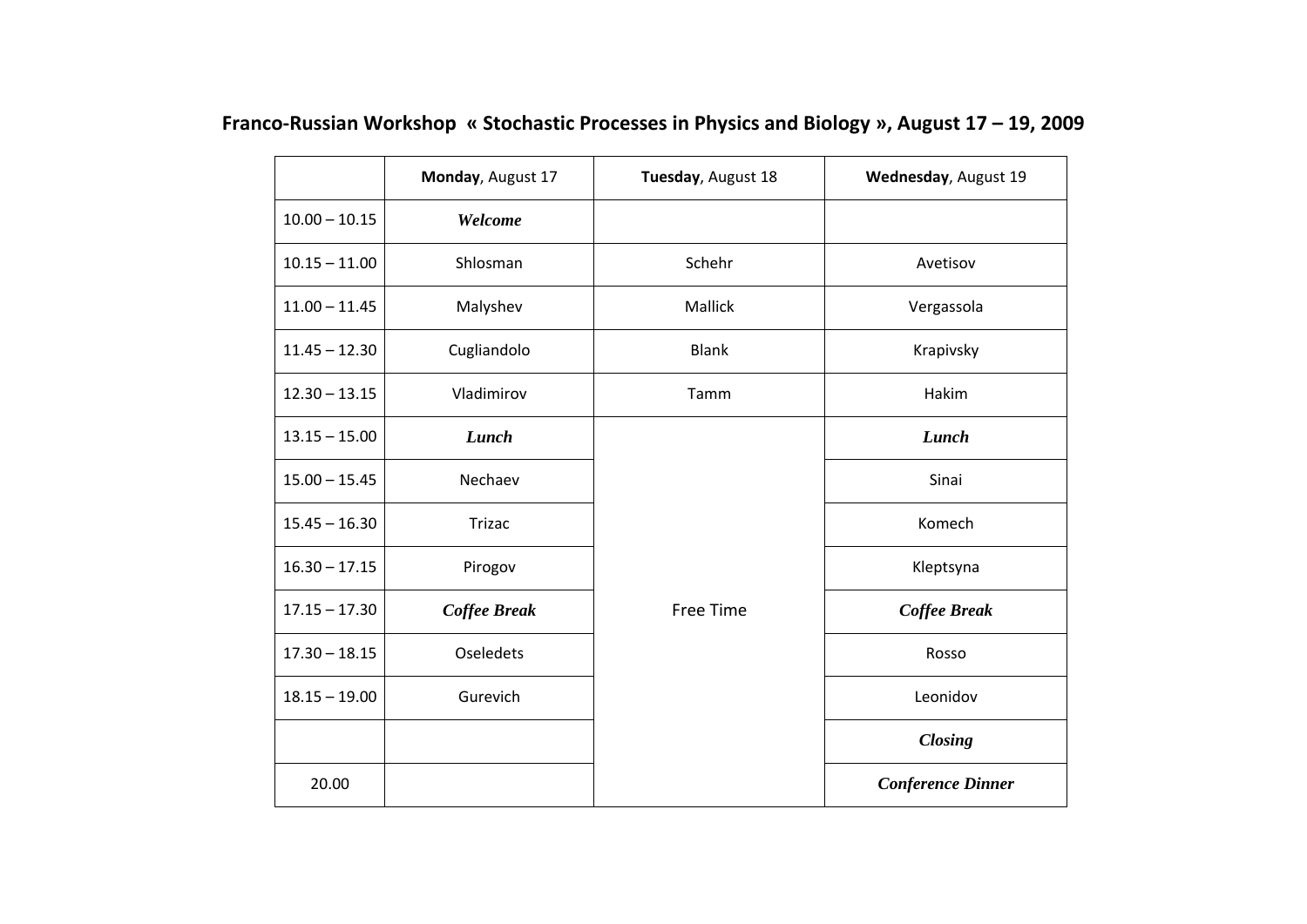# Franco-Russian Workshop « Stochastic Processes in Physics and Biology », August 17 – 19, 2009

| | **Monday**, August 17 | **Tuesday**, August 18 | **Wednesday**, August 19 |
|---|---|---|---|
| 10.00 – 10.15 | ***Welcome*** | | |
| 10.15 – 11.00 | Shlosman | Schehr | Avetisov |
| 11.00 – 11.45 | Malyshev | Mallick | Vergassola |
| 11.45 – 12.30 | Cugliandolo | Blank | Krapivsky |
| 12.30 – 13.15 | Vladimirov | Tamm | Hakim |
| 13.15 – 15.00 | ***Lunch*** | Free Time | ***Lunch*** |
| 15.00 – 15.45 | Nechaev | | Sinai |
| 15.45 – 16.30 | Trizac | | Komech |
| 16.30 – 17.15 | Pirogov | | Kleptsyna |
| 17.15 – 17.30 | ***Coffee Break*** | | ***Coffee Break*** |
| 17.30 – 18.15 | Oseledets | | Rosso |
| 18.15 – 19.00 | Gurevich | | Leonidov |
| | | | ***Closing*** |
| 20.00 | | | ***Conference Dinner*** |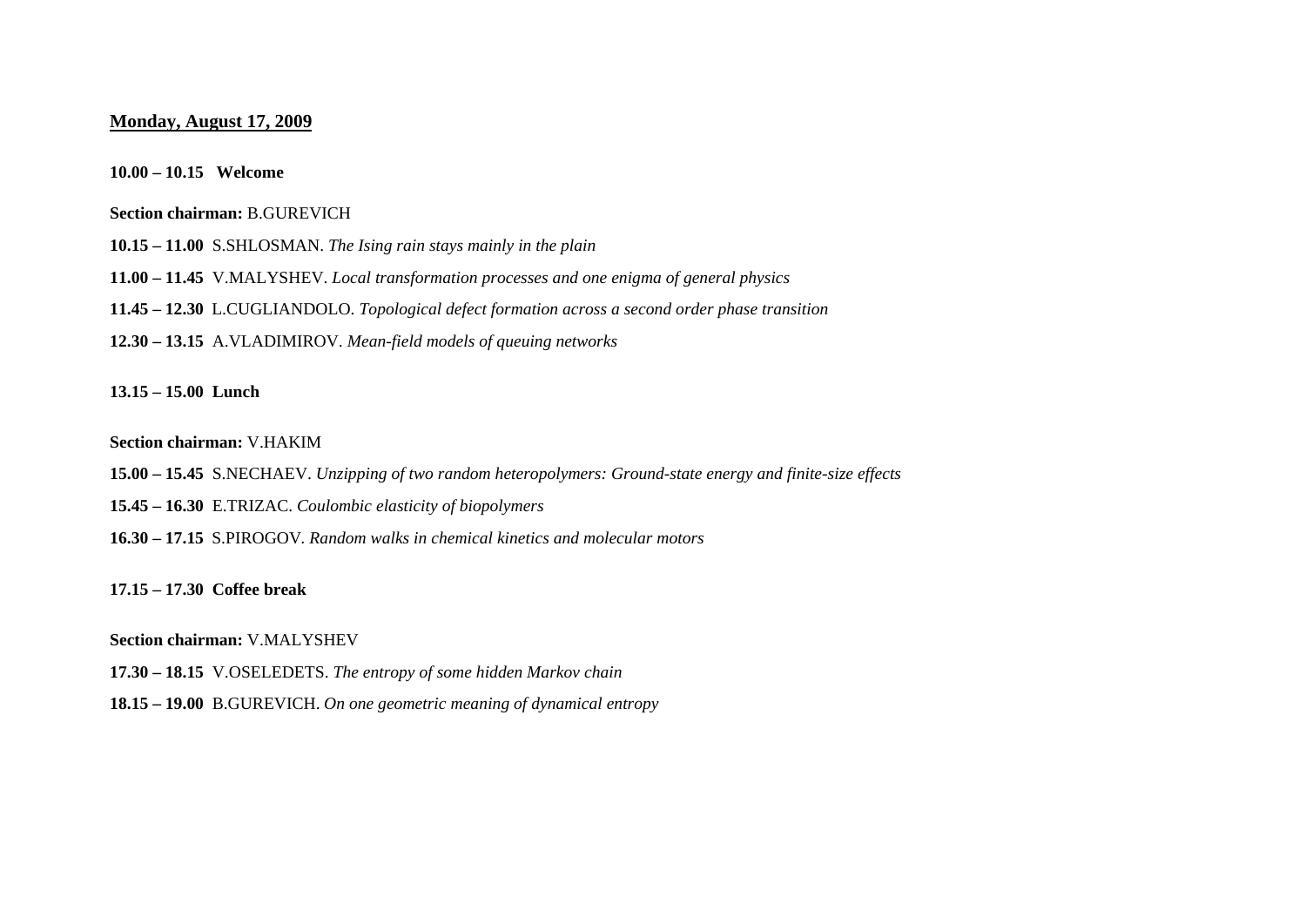## Monday, August 17, 2009

**10.00 – 10.15 Welcome**

**Section chairman:** B.GUREVICH

**10.15 – 11.00** S.SHLOSMAN. *The Ising rain stays mainly in the plain*

**11.00 – 11.45** V.MALYSHEV. *Local transformation processes and one enigma of general physics*

**11.45 – 12.30** L.CUGLIANDOLO. *Topological defect formation across a second order phase transition*

**12.30 – 13.15** A.VLADIMIROV. *Mean-field models of queuing networks*

**13.15 – 15.00 Lunch**

**Section chairman:** V.HAKIM

**15.00 – 15.45** S.NECHAEV. *Unzipping of two random heteropolymers: Ground-state energy and finite-size effects*

**15.45 – 16.30** E.TRIZAC. *Coulombic elasticity of biopolymers*

**16.30 – 17.15** S.PIROGOV. *Random walks in chemical kinetics and molecular motors*

**17.15 – 17.30 Coffee break**

**Section chairman:** V.MALYSHEV

**17.30 – 18.15** V.OSELEDETS. *The entropy of some hidden Markov chain*

**18.15 – 19.00** B.GUREVICH. *On one geometric meaning of dynamical entropy*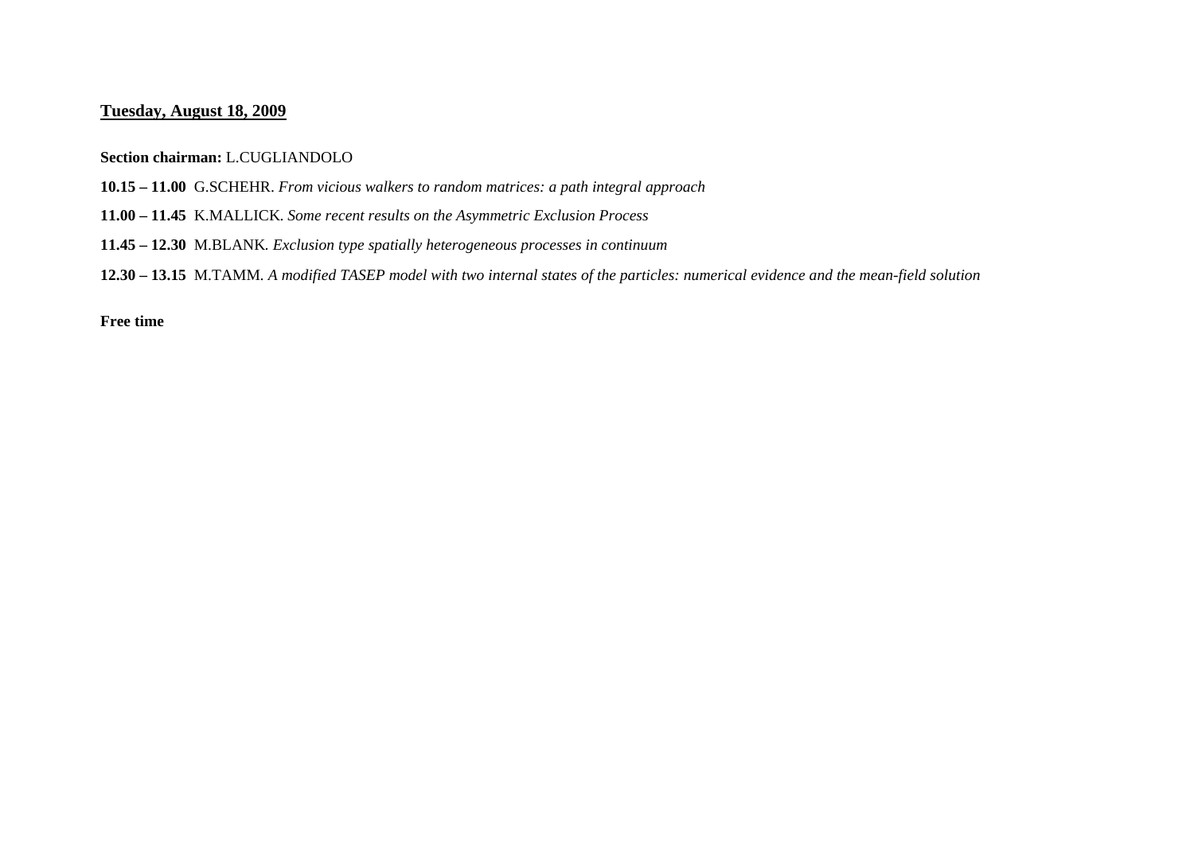**<u>Tuesday, August 18, 2009</u>**

**Section chairman:** L.CUGLIANDOLO

**10.15 – 11.00** G.SCHEHR. *From vicious walkers to random matrices: a path integral approach*

**11.00 – 11.45** K.MALLICK. *Some recent results on the Asymmetric Exclusion Process*

**11.45 – 12.30** M.BLANK. *Exclusion type spatially heterogeneous processes in continuum*

**12.30 – 13.15** M.TAMM. *A modified TASEP model with two internal states of the particles: numerical evidence and the mean-field solution*

**Free time**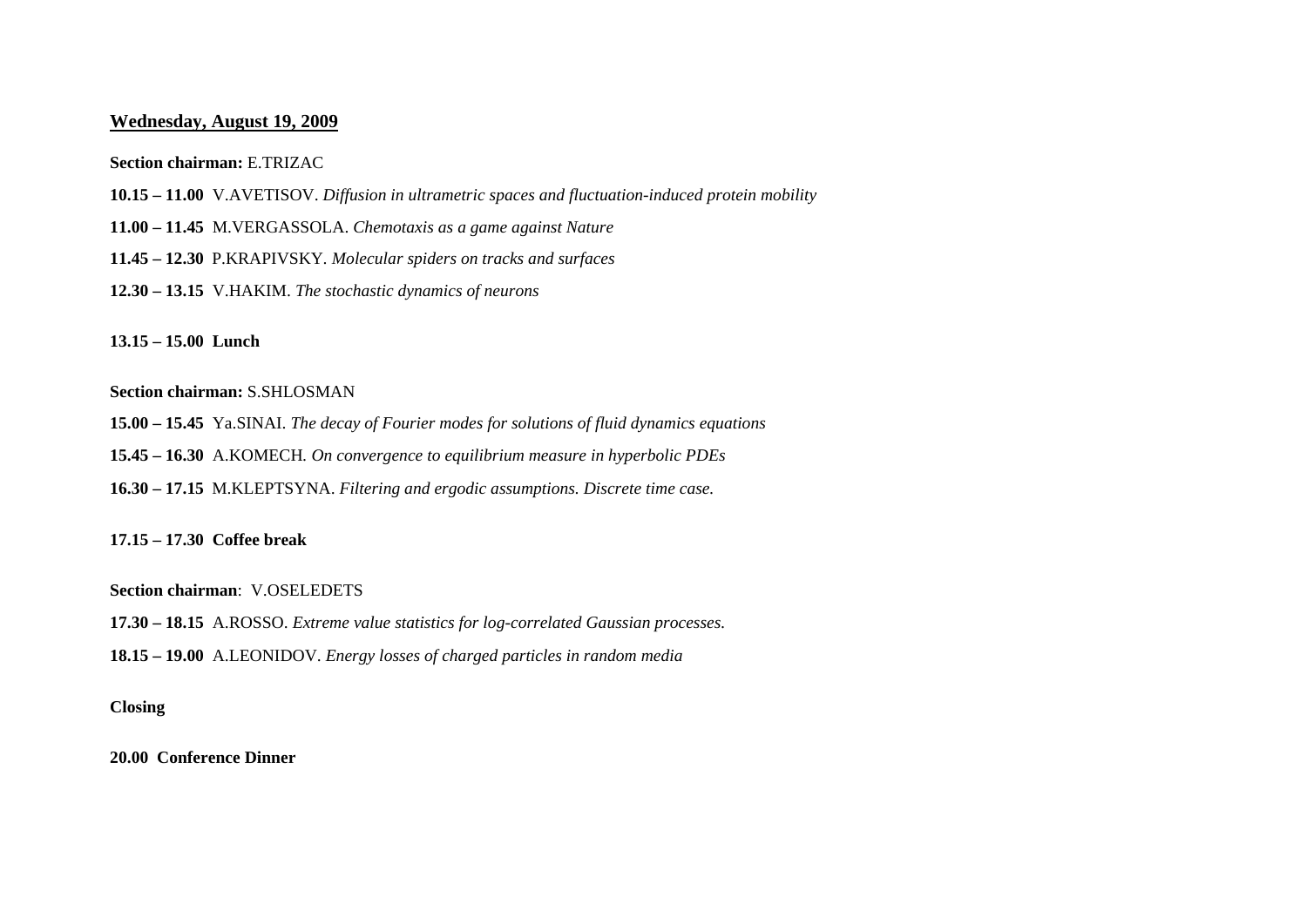## Wednesday, August 19, 2009

**Section chairman:** E.TRIZAC

**10.15 – 11.00** V.AVETISOV. *Diffusion in ultrametric spaces and fluctuation-induced protein mobility*

**11.00 – 11.45** M.VERGASSOLA. *Chemotaxis as a game against Nature*

**11.45 – 12.30** P.KRAPIVSKY. *Molecular spiders on tracks and surfaces*

**12.30 – 13.15** V.HAKIM. *The stochastic dynamics of neurons*

**13.15 – 15.00 Lunch**

**Section chairman:** S.SHLOSMAN

**15.00 – 15.45** Ya.SINAI. *The decay of Fourier modes for solutions of fluid dynamics equations*

**15.45 – 16.30** A.KOMECH. *On convergence to equilibrium measure in hyperbolic PDEs*

**16.30 – 17.15** M.KLEPTSYNA. *Filtering and ergodic assumptions. Discrete time case.*

**17.15 – 17.30 Coffee break**

**Section chairman**: V.OSELEDETS

**17.30 – 18.15** A.ROSSO. *Extreme value statistics for log-correlated Gaussian processes.*

**18.15 – 19.00** A.LEONIDOV. *Energy losses of charged particles in random media*

**Closing**

**20.00 Conference Dinner**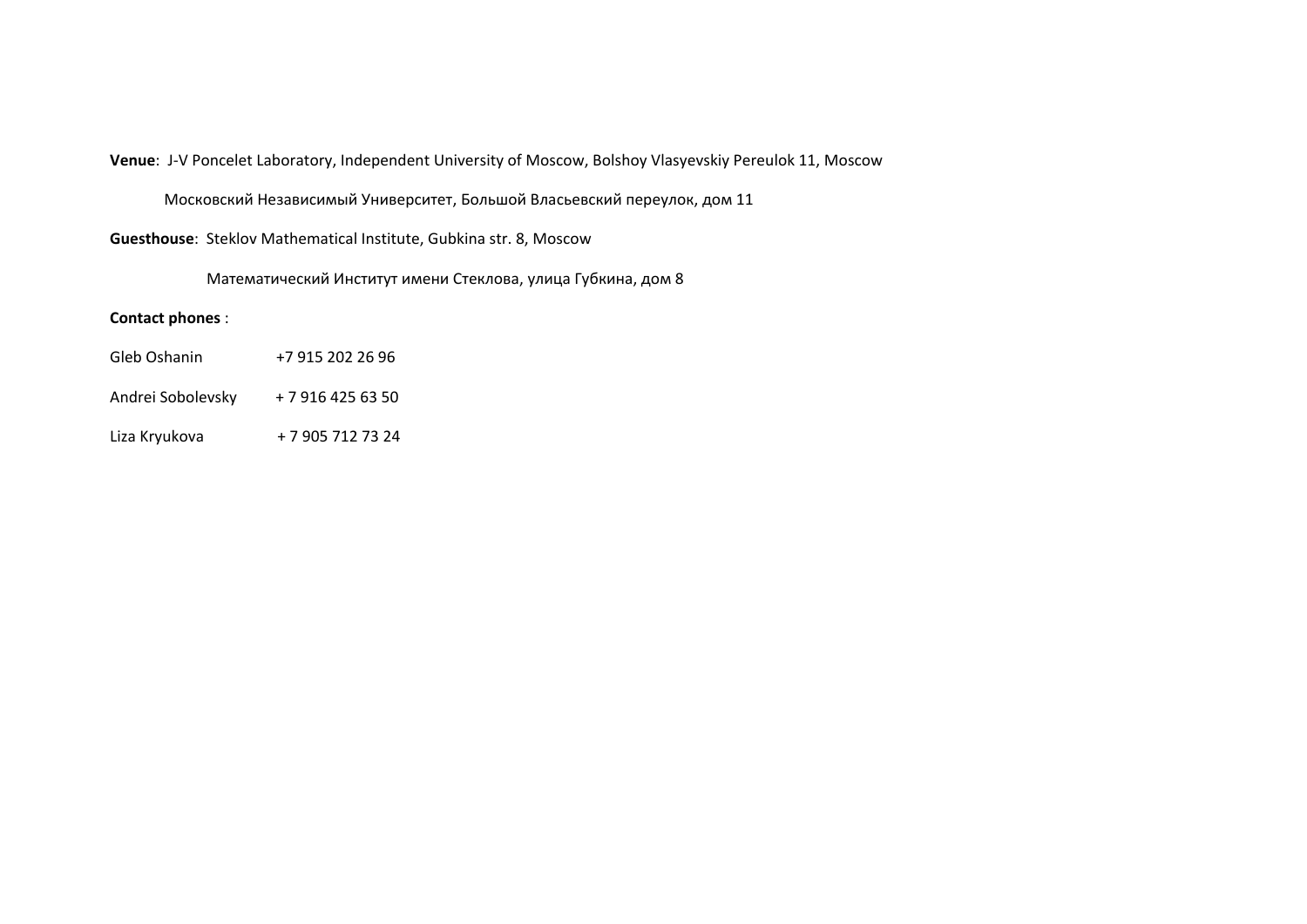**Venue**: J-V Poncelet Laboratory, Independent University of Moscow, Bolshoy Vlasyevskiy Pereulok 11, Moscow

Московский Независимый Университет, Большой Власьевский переулок, дом 11

**Guesthouse**: Steklov Mathematical Institute, Gubkina str. 8, Moscow

Математический Институт имени Стеклова, улица Губкина, дом 8

**Contact phones** :

| | |
|---|---|
| Gleb Oshanin | +7 915 202 26 96 |
| Andrei Sobolevsky | + 7 916 425 63 50 |
| Liza Kryukova | + 7 905 712 73 24 |